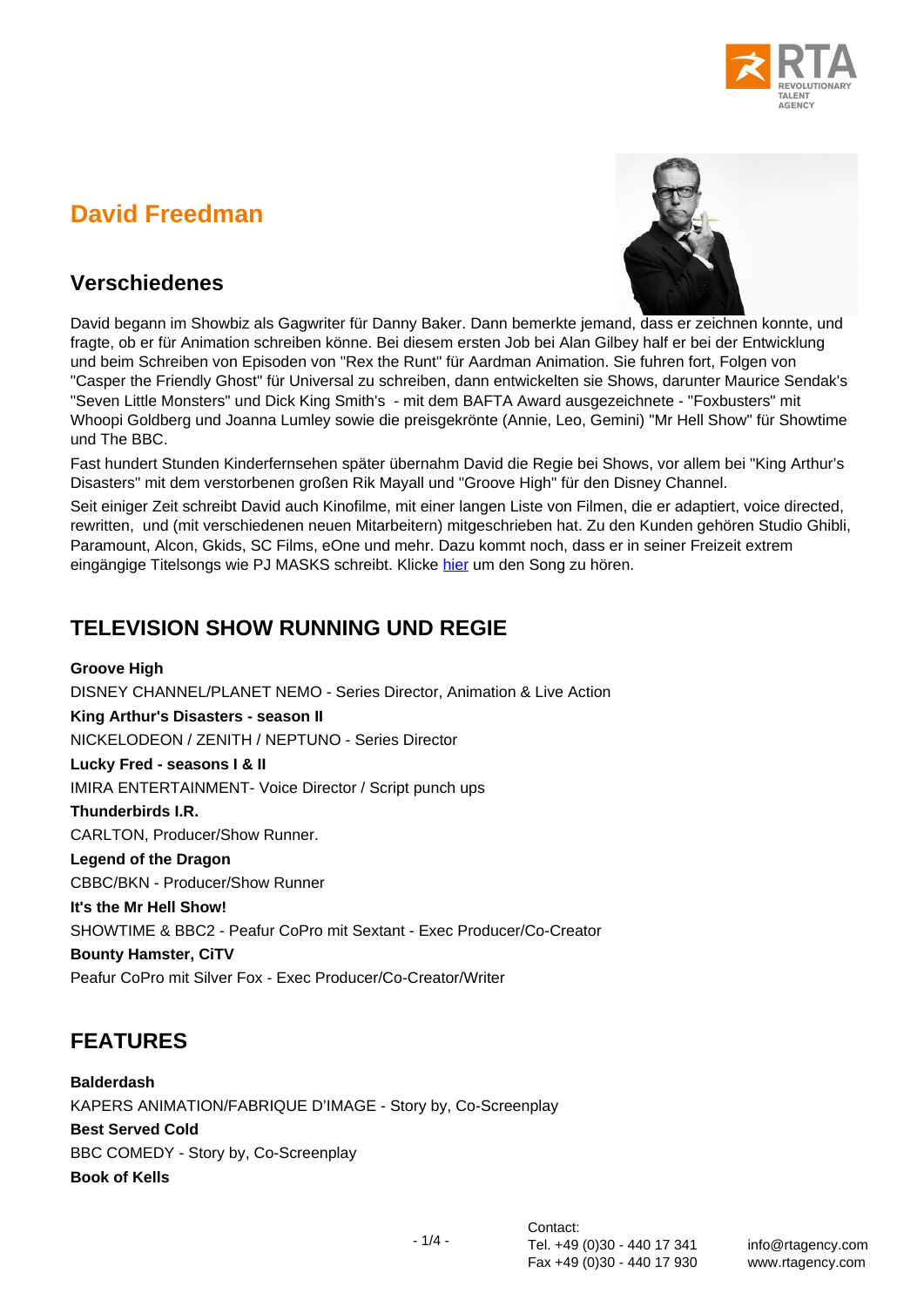# David Freedman

## Verschiedenes

David begann im Showbiz als Gagwriter für Danny Baker. Dann bemerkte jemand, dass er zeichnen konnte, und fragte, ob er für Animation schreiben könne. Bei diesem ersten Job bei Alan Gilbey half er bei der Entwicklung und beim Schreiben von Episoden von "Rex the Runt" für Aardman Animation. Sie fuhren fort, Folgen von "Casper the Friendly Ghost" für Universal zu schreiben, dann entwickelten sie Shows, darunter Maurice Sendak's "Seven Little Monsters" und Dick King Smith's - mit dem BAFTA Award ausgezeichnete - "Foxbusters" mit Whoopi Goldberg und Joanna Lumley sowie die preisgekrönte (Annie, Leo, Gemini) "Mr Hell Show" für Showtime und The BBC.

Fast hundert Stunden Kinderfernsehen später übernahm David die Regie bei Shows, vor allem bei "King Arthur's Disasters" mit dem verstorbenen großen Rik Mayall und "Groove High" für den Disney Channel.

Seit einiger Zeit schreibt David auch Kinofilme, mit einer langen Liste von Filmen, die er adaptiert, voice directed, rewritten, und (mit verschiedenen neuen Mitarbeitern) mitgeschrieben hat. Zu den Kunden gehören Studio Ghibli, Paramount, Alcon, Gkids, SC Films, eOne und mehr. Dazu kommt noch, dass er in seiner Freizeit extrem eingängige Titelsongs wie PJ MASKS schreibt. Klicke hier um den Song zu hören.

## TELEVISION SHOW RUNNING UND REGIE

**Groove High**
DISNEY CHANNEL/PLANET NEMO - Series Director, Animation & Live Action

**King Arthur's Disasters - season II**
NICKELODEON / ZENITH / NEPTUNO - Series Director

**Lucky Fred - seasons I & II**
IMIRA ENTERTAINMENT- Voice Director / Script punch ups

**Thunderbirds I.R.**
CARLTON, Producer/Show Runner.

**Legend of the Dragon**
CBBC/BKN - Producer/Show Runner

**It's the Mr Hell Show!**
SHOWTIME & BBC2 - Peafur CoPro mit Sextant - Exec Producer/Co-Creator

**Bounty Hamster, CiTV**
Peafur CoPro mit Silver Fox - Exec Producer/Co-Creator/Writer

## FEATURES

**Balderdash**
KAPERS ANIMATION/FABRIQUE D'IMAGE - Story by, Co-Screenplay

**Best Served Cold**
BBC COMEDY - Story by, Co-Screenplay

**Book of Kells**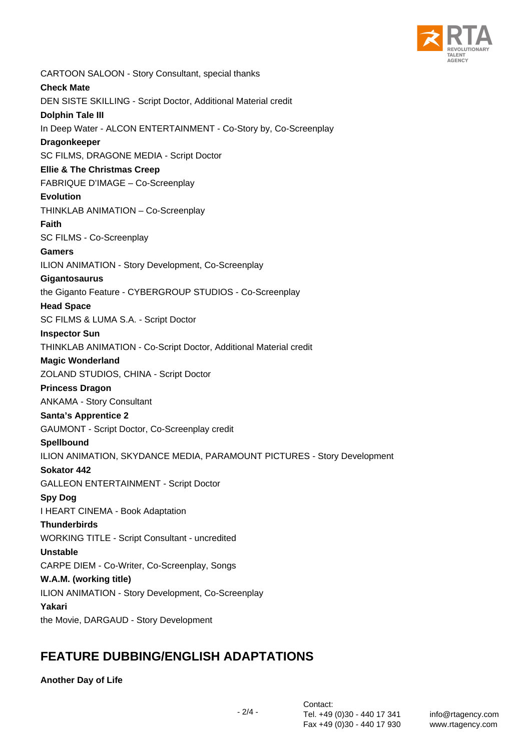CARTOON SALOON - Story Consultant, special thanks

**Check Mate**

DEN SISTE SKILLING - Script Doctor, Additional Material credit

**Dolphin Tale III**

In Deep Water - ALCON ENTERTAINMENT - Co-Story by, Co-Screenplay

**Dragonkeeper**

SC FILMS, DRAGONE MEDIA - Script Doctor

**Ellie & The Christmas Creep**

FABRIQUE D'IMAGE – Co-Screenplay

**Evolution**

THINKLAB ANIMATION – Co-Screenplay

**Faith**

SC FILMS - Co-Screenplay

**Gamers**

ILION ANIMATION - Story Development, Co-Screenplay

**Gigantosaurus**

the Giganto Feature - CYBERGROUP STUDIOS - Co-Screenplay

**Head Space**

SC FILMS & LUMA S.A. - Script Doctor

**Inspector Sun**

THINKLAB ANIMATION - Co-Script Doctor, Additional Material credit

**Magic Wonderland**

ZOLAND STUDIOS, CHINA - Script Doctor

**Princess Dragon**

ANKAMA - Story Consultant

**Santa's Apprentice 2**

GAUMONT - Script Doctor, Co-Screenplay credit

**Spellbound**

ILION ANIMATION, SKYDANCE MEDIA, PARAMOUNT PICTURES - Story Development

**Sokator 442**

GALLEON ENTERTAINMENT - Script Doctor

**Spy Dog**

I HEART CINEMA - Book Adaptation

**Thunderbirds**

WORKING TITLE - Script Consultant - uncredited

**Unstable**

CARPE DIEM - Co-Writer, Co-Screenplay, Songs

**W.A.M. (working title)**

ILION ANIMATION - Story Development, Co-Screenplay

**Yakari**

the Movie, DARGAUD - Story Development

## FEATURE DUBBING/ENGLISH ADAPTATIONS

**Another Day of Life**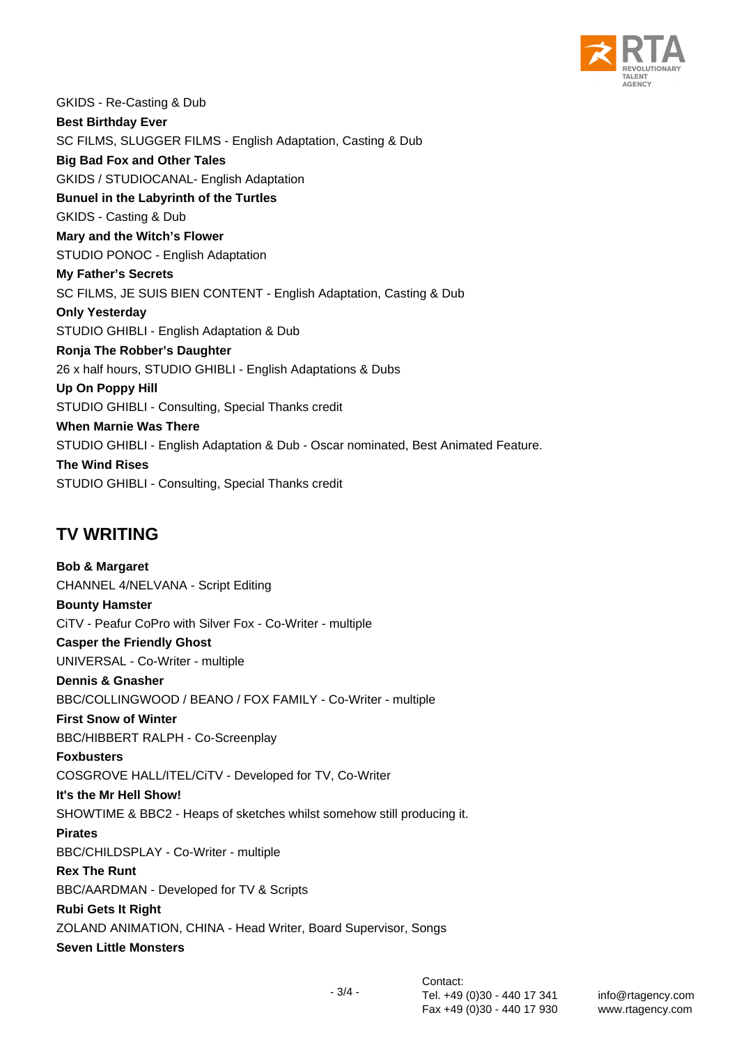GKIDS - Re-Casting & Dub

**Best Birthday Ever**

SC FILMS, SLUGGER FILMS - English Adaptation, Casting & Dub

**Big Bad Fox and Other Tales**

GKIDS / STUDIOCANAL- English Adaptation

**Bunuel in the Labyrinth of the Turtles**

GKIDS - Casting & Dub

**Mary and the Witch's Flower**

STUDIO PONOC - English Adaptation

**My Father's Secrets**

SC FILMS, JE SUIS BIEN CONTENT - English Adaptation, Casting & Dub

**Only Yesterday**

STUDIO GHIBLI - English Adaptation & Dub

**Ronja The Robber's Daughter**

26 x half hours, STUDIO GHIBLI - English Adaptations & Dubs

**Up On Poppy Hill**

STUDIO GHIBLI - Consulting, Special Thanks credit

**When Marnie Was There**

STUDIO GHIBLI - English Adaptation & Dub - Oscar nominated, Best Animated Feature.

**The Wind Rises**

STUDIO GHIBLI - Consulting, Special Thanks credit

## TV WRITING

**Bob & Margaret**

CHANNEL 4/NELVANA - Script Editing

**Bounty Hamster**

CiTV - Peafur CoPro with Silver Fox - Co-Writer - multiple

**Casper the Friendly Ghost**

UNIVERSAL - Co-Writer - multiple

**Dennis & Gnasher**

BBC/COLLINGWOOD / BEANO / FOX FAMILY - Co-Writer - multiple

**First Snow of Winter**

BBC/HIBBERT RALPH - Co-Screenplay

**Foxbusters**

COSGROVE HALL/ITEL/CiTV - Developed for TV, Co-Writer

**It's the Mr Hell Show!**

SHOWTIME & BBC2 - Heaps of sketches whilst somehow still producing it.

**Pirates**

BBC/CHILDSPLAY - Co-Writer - multiple

**Rex The Runt**

BBC/AARDMAN - Developed for TV & Scripts

**Rubi Gets It Right**

ZOLAND ANIMATION, CHINA - Head Writer, Board Supervisor, Songs

**Seven Little Monsters**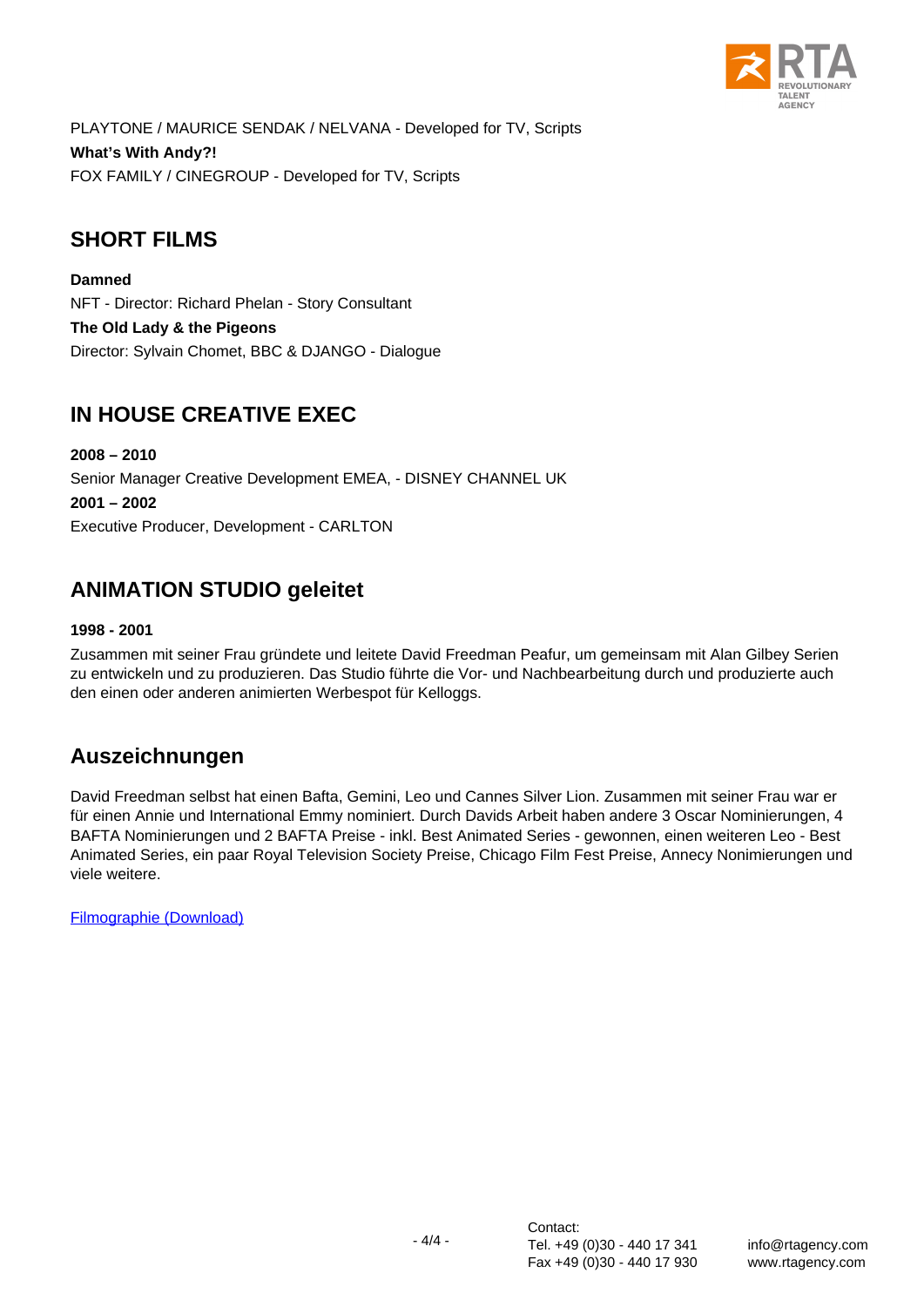PLAYTONE / MAURICE SENDAK / NELVANA - Developed for TV, Scripts

**What's With Andy?!**

FOX FAMILY / CINEGROUP - Developed for TV, Scripts

## SHORT FILMS

**Damned**

NFT - Director: Richard Phelan - Story Consultant

**The Old Lady & the Pigeons**

Director: Sylvain Chomet, BBC & DJANGO - Dialogue

## IN HOUSE CREATIVE EXEC

**2008 – 2010**

Senior Manager Creative Development EMEA, - DISNEY CHANNEL UK

**2001 – 2002**

Executive Producer, Development - CARLTON

## ANIMATION STUDIO geleitet

**1998 - 2001**

Zusammen mit seiner Frau gründete und leitete David Freedman Peafur, um gemeinsam mit Alan Gilbey Serien zu entwickeln und zu produzieren. Das Studio führte die Vor- und Nachbearbeitung durch und produzierte auch den einen oder anderen animierten Werbespot für Kelloggs.

## Auszeichnungen

David Freedman selbst hat einen Bafta, Gemini, Leo und Cannes Silver Lion. Zusammen mit seiner Frau war er für einen Annie und International Emmy nominiert. Durch Davids Arbeit haben andere 3 Oscar Nominierungen, 4 BAFTA Nominierungen und 2 BAFTA Preise - inkl. Best Animated Series - gewonnen, einen weiteren Leo - Best Animated Series, ein paar Royal Television Society Preise, Chicago Film Fest Preise, Annecy Nonimierungen und viele weitere.

Filmographie (Download)

Contact:
Tel. +49 (0)30 - 440 17 341
Fax +49 (0)30 - 440 17 930
info@rtagency.com
www.rtagency.com